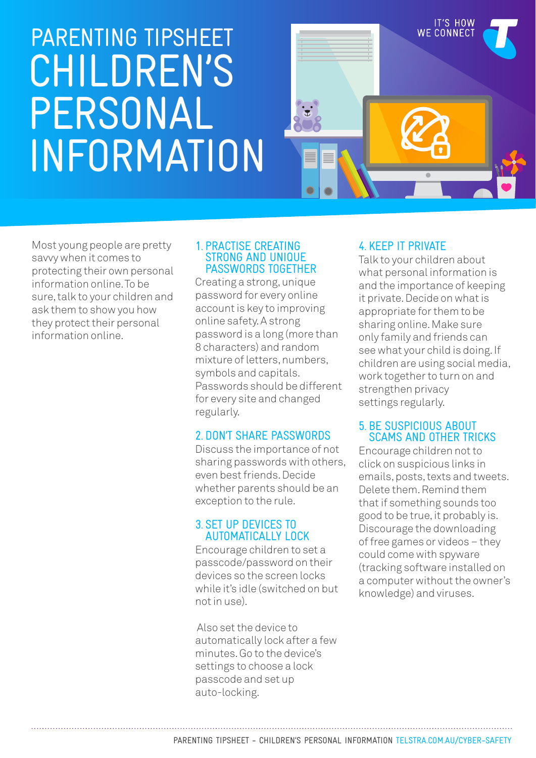PARENTING TIPSHEET

# CHILDREN'S PERSONAL INFORMATION

IT'S HOW WE CONNECT

Most young people are pretty savvy when it comes to protecting their own personal information online. To be sure, talk to your children and ask them to show you how they protect their personal information online.

## 1. PRACTISE CREATING STRONG AND UNIQUE PASSWORDS TOGETHER

Creating a strong, unique password for every online account is key to improving online safety. A strong password is a long (more than 8 characters) and random mixture of letters, numbers, symbols and capitals. Passwords should be different for every site and changed regularly.

## 2. DON'T SHARE PASSWORDS

Discuss the importance of not sharing passwords with others, even best friends. Decide whether parents should be an exception to the rule.

## 3. SET UP DEVICES TO AUTOMATICALLY LOCK

Encourage children to set a passcode/password on their devices so the screen locks while it's idle (switched on but not in use).

Also set the device to automatically lock after a few minutes. Go to the device's settings to choose a lock passcode and set up auto-locking.

## 4. KEEP IT PRIVATE

Talk to your children about what personal information is and the importance of keeping it private. Decide on what is appropriate for them to be sharing online. Make sure only family and friends can see what your child is doing. If children are using social media, work together to turn on and strengthen privacy settings regularly.

## 5. BE SUSPICIOUS ABOUT SCAMS AND OTHER TRICKS

Encourage children not to click on suspicious links in emails, posts, texts and tweets. Delete them. Remind them that if something sounds too good to be true, it probably is. Discourage the downloading of free games or videos – they could come with spyware (tracking software installed on a computer without the owner's knowledge) and viruses.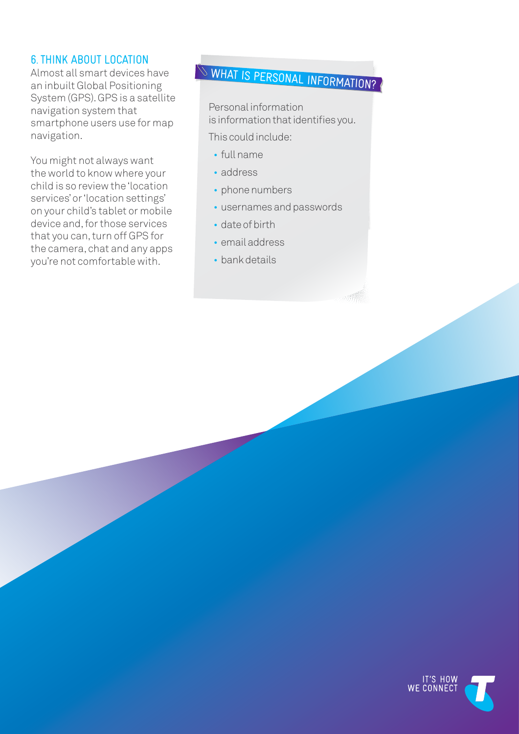## 6. THINK ABOUT LOCATION

Almost all smart devices have an inbuilt Global Positioning System (GPS). GPS is a satellite navigation system that smartphone users use for map navigation.

You might not always want the world to know where your child is so review the 'location services' or 'location settings' on your child's tablet or mobile device and, for those services that you can, turn off GPS for the camera, chat and any apps you're not comfortable with.

## WHAT IS PERSONAL INFORMATION?

Personal information is information that identifies you.

This could include:

- full name
- address
- phone numbers
- usernames and passwords
- date of birth
- email address
- bank details

IT'S HOW WE CONNECT